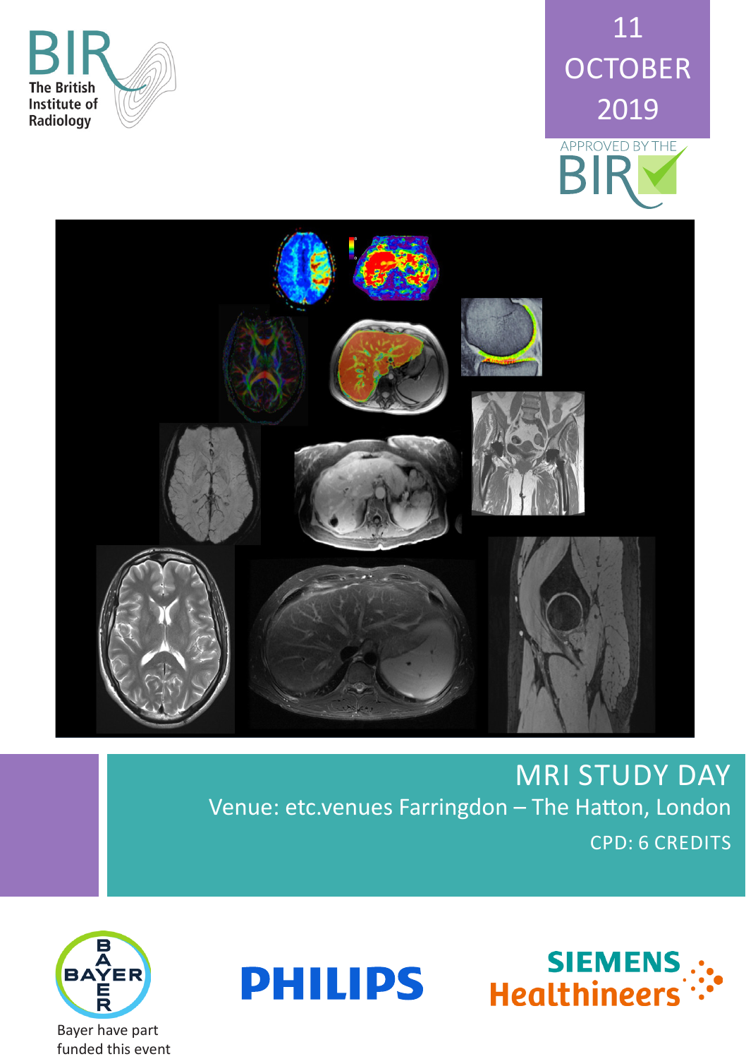BIR
The British Institute of Radiology

11 OCTOBER 2019

APPROVED BY THE BIR

# MRI STUDY DAY

Venue: etc.venues Farringdon – The Hatton, London

CPD: 6 CREDITS

BAYER

Bayer have part funded this event

PHILIPS

SIEMENS Healthineers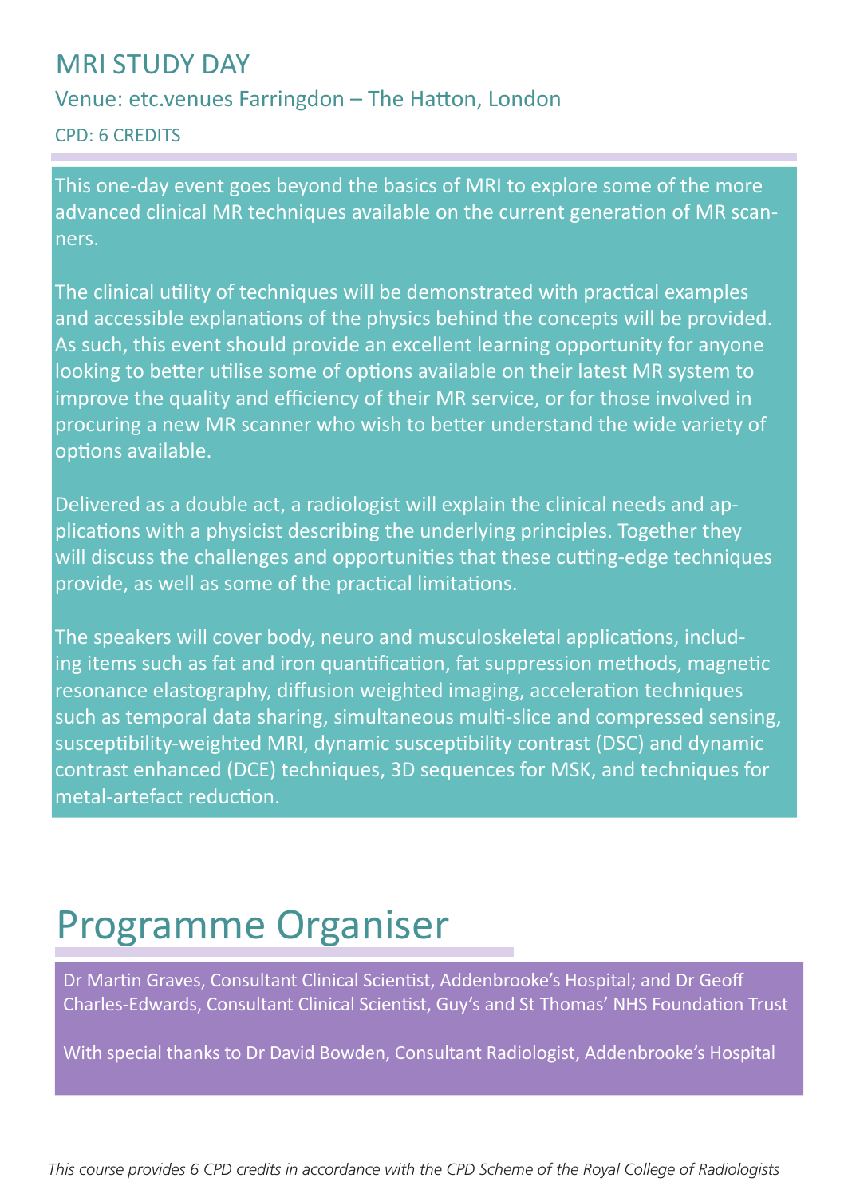# MRI STUDY DAY

## Venue: etc.venues Farringdon – The Hatton, London

CPD: 6 CREDITS

This one-day event goes beyond the basics of MRI to explore some of the more advanced clinical MR techniques available on the current generation of MR scanners.

The clinical utility of techniques will be demonstrated with practical examples and accessible explanations of the physics behind the concepts will be provided. As such, this event should provide an excellent learning opportunity for anyone looking to better utilise some of options available on their latest MR system to improve the quality and efficiency of their MR service, or for those involved in procuring a new MR scanner who wish to better understand the wide variety of options available.

Delivered as a double act, a radiologist will explain the clinical needs and applications with a physicist describing the underlying principles. Together they will discuss the challenges and opportunities that these cutting-edge techniques provide, as well as some of the practical limitations.

The speakers will cover body, neuro and musculoskeletal applications, including items such as fat and iron quantification, fat suppression methods, magnetic resonance elastography, diffusion weighted imaging, acceleration techniques such as temporal data sharing, simultaneous multi-slice and compressed sensing, susceptibility-weighted MRI, dynamic susceptibility contrast (DSC) and dynamic contrast enhanced (DCE) techniques, 3D sequences for MSK, and techniques for metal-artefact reduction.

# Programme Organiser

Dr Martin Graves, Consultant Clinical Scientist, Addenbrooke's Hospital; and Dr Geoff Charles-Edwards, Consultant Clinical Scientist, Guy's and St Thomas' NHS Foundation Trust

With special thanks to Dr David Bowden, Consultant Radiologist, Addenbrooke's Hospital

*This course provides 6 CPD credits in accordance with the CPD Scheme of the Royal College of Radiologists*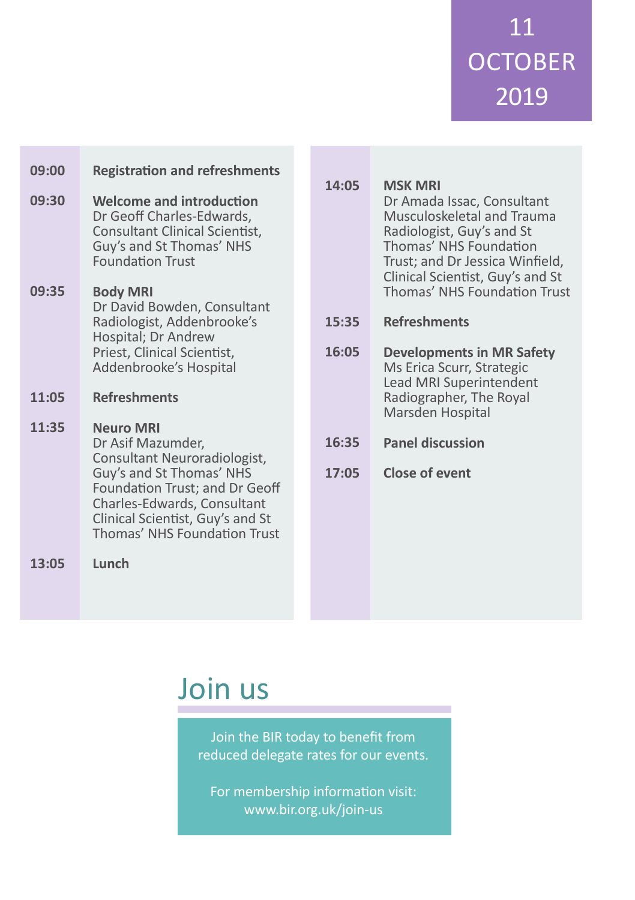**11 OCTOBER 2019**

| | |
|---|---|
| **09:00** | **Registration and refreshments** |
| **09:30** | **Welcome and introduction**<br>Dr Geoff Charles-Edwards, Consultant Clinical Scientist, Guy's and St Thomas' NHS Foundation Trust |
| **09:35** | **Body MRI**<br>Dr David Bowden, Consultant Radiologist, Addenbrooke's Hospital; Dr Andrew Priest, Clinical Scientist, Addenbrooke's Hospital |
| **11:05** | **Refreshments** |
| **11:35** | **Neuro MRI**<br>Dr Asif Mazumder, Consultant Neuroradiologist, Guy's and St Thomas' NHS Foundation Trust; and Dr Geoff Charles-Edwards, Consultant Clinical Scientist, Guy's and St Thomas' NHS Foundation Trust |
| **13:05** | **Lunch** |
| **14:05** | **MSK MRI**<br>Dr Amada Issac, Consultant Musculoskeletal and Trauma Radiologist, Guy's and St Thomas' NHS Foundation Trust; and Dr Jessica Winfield, Clinical Scientist, Guy's and St Thomas' NHS Foundation Trust |
| **15:35** | **Refreshments** |
| **16:05** | **Developments in MR Safety**<br>Ms Erica Scurr, Strategic Lead MRI Superintendent Radiographer, The Royal Marsden Hospital |
| **16:35** | **Panel discussion** |
| **17:05** | **Close of event** |

# Join us

Join the BIR today to benefit from reduced delegate rates for our events.

For membership information visit: www.bir.org.uk/join-us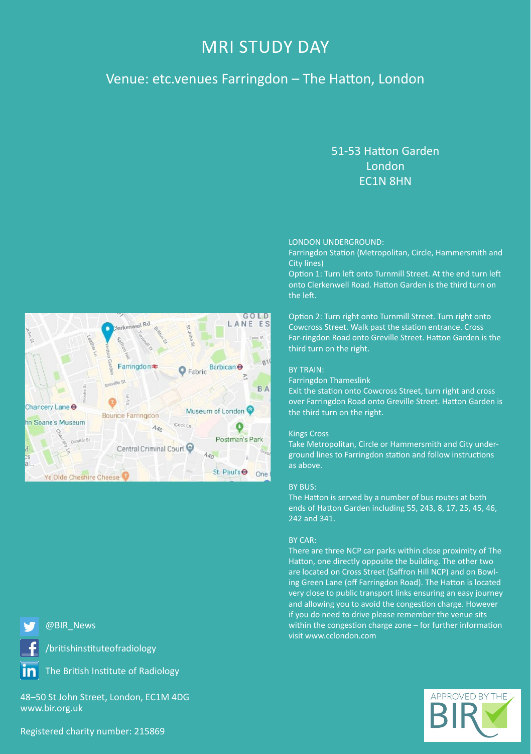# MRI STUDY DAY

## Venue: etc.venues Farringdon – The Hatton, London

51-53 Hatton Garden
London
EC1N 8HN

LONDON UNDERGROUND:
Farringdon Station (Metropolitan, Circle, Hammersmith and City lines)
Option 1: Turn left onto Turnmill Street. At the end turn left onto Clerkenwell Road. Hatton Garden is the third turn on the left.

Option 2: Turn right onto Turnmill Street. Turn right onto Cowcross Street. Walk past the station entrance. Cross Farringdon Road onto Greville Street. Hatton Garden is the third turn on the right.

BY TRAIN:
Farringdon Thameslink
Exit the station onto Cowcross Street, turn right and cross over Farringdon Road onto Greville Street. Hatton Garden is the third turn on the right.

Kings Cross
Take Metropolitan, Circle or Hammersmith and City underground lines to Farringdon station and follow instructions as above.

BY BUS:
The Hatton is served by a number of bus routes at both ends of Hatton Garden including 55, 243, 8, 17, 25, 45, 46, 242 and 341.

BY CAR:
There are three NCP car parks within close proximity of The Hatton, one directly opposite the building. The other two are located on Cross Street (Saffron Hill NCP) and on Bowling Green Lane (off Farringdon Road). The Hatton is located very close to public transport links ensuring an easy journey and allowing you to avoid the congestion charge. However if you do need to drive please remember the venue sits within the congestion charge zone – for further information visit www.cclondon.com

@BIR_News
/britishinstituteofradiology
The British Institute of Radiology

48–50 St John Street, London, EC1M 4DG
www.bir.org.uk

Registered charity number: 215869

APPROVED BY THE BIR